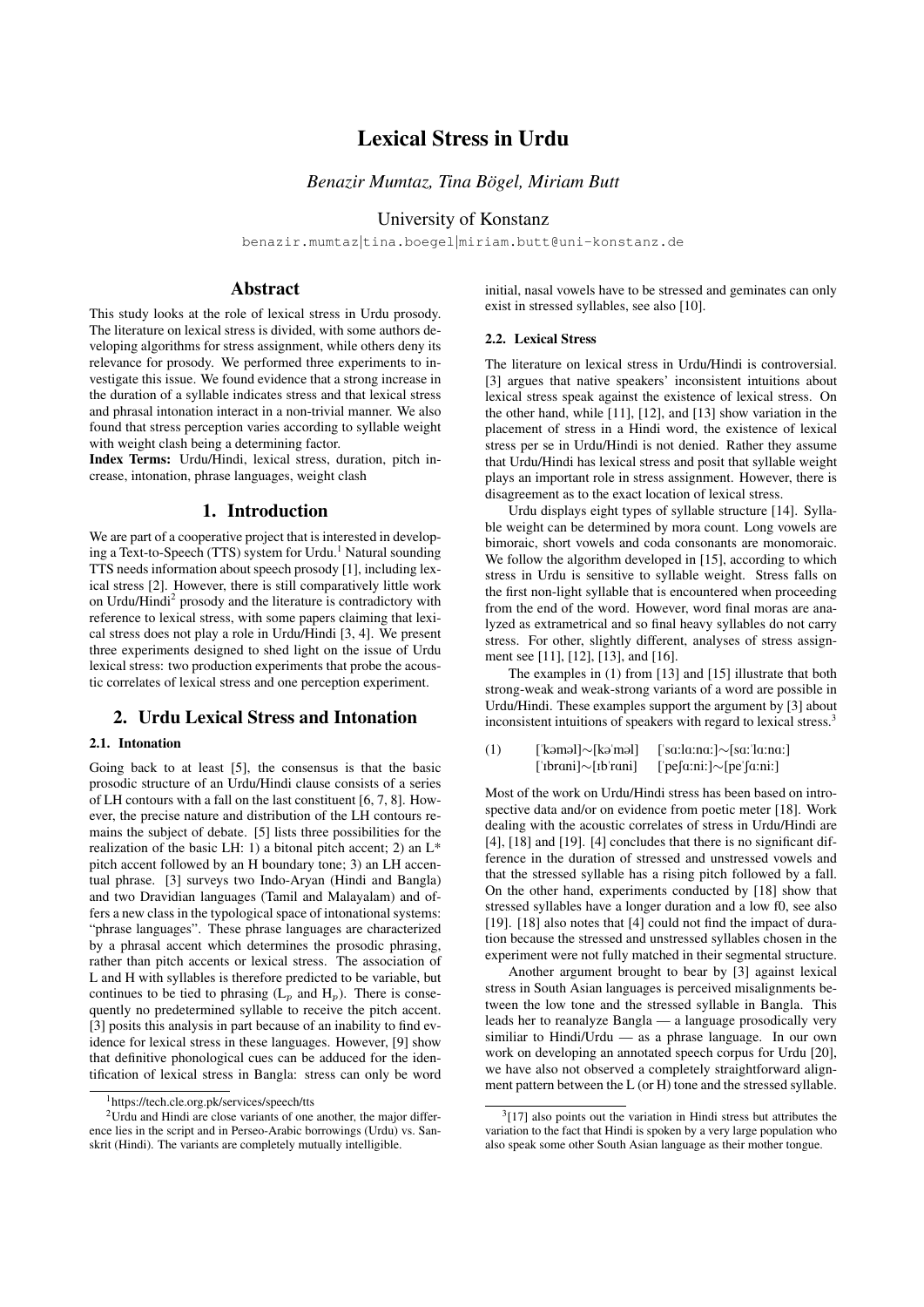// Lexical Stress in Urdu

*Benazir Mumtaz, Tina Bögel, Miriam Butt*

University of Konstanz

benazir.mumtaz|tina.boegel|miriam.butt@uni-konstanz.de

## Abstract

This study looks at the role of lexical stress in Urdu prosody. The literature on lexical stress is divided, with some authors developing algorithms for stress assignment, while others deny its relevance for prosody. We performed three experiments to investigate this issue. We found evidence that a strong increase in the duration of a syllable indicates stress and that lexical stress and phrasal intonation interact in a non-trivial manner. We also found that stress perception varies according to syllable weight with weight clash being a determining factor.

**Index Terms**: Urdu/Hindi, lexical stress, duration, pitch increase, intonation, phrase languages, weight clash

## 1. Introduction

We are part of a cooperative project that is interested in developing a Text-to-Speech (TTS) system for Urdu.[1] Natural sounding TTS needs information about speech prosody [1], including lexical stress [2]. However, there is still comparatively little work on Urdu/Hindi[2] prosody and the literature is contradictory with reference to lexical stress, with some papers claiming that lexical stress does not play a role in Urdu/Hindi [3, 4]. We present three experiments designed to shed light on the issue of Urdu lexical stress: two production experiments that probe the acoustic correlates of lexical stress and one perception experiment.

## 2. Urdu Lexical Stress and Intonation

### 2.1. Intonation

Going back to at least [5], the consensus is that the basic prosodic structure of an Urdu/Hindi clause consists of a series of LH contours with a fall on the last constituent [6, 7, 8]. However, the precise nature and distribution of the LH contours remains the subject of debate. [5] lists three possibilities for the realization of the basic LH: 1) a bitonal pitch accent; 2) an L* pitch accent followed by an H boundary tone; 3) an LH accentual phrase. [3] surveys two Indo-Aryan (Hindi and Bangla) and two Dravidian languages (Tamil and Malayalam) and offers a new class in the typological space of intonational systems: "phrase languages". These phrase languages are characterized by a phrasal accent which determines the prosodic phrasing, rather than pitch accents or lexical stress. The association of L and H with syllables is therefore predicted to be variable, but continues to be tied to phrasing ($L_p$ and $H_p$). There is consequently no predetermined syllable to receive the pitch accent. [3] posits this analysis in part because of an inability to find evidence for lexical stress in these languages. However, [9] show that definitive phonological cues can be adduced for the identification of lexical stress in Bangla: stress can only be word initial, nasal vowels have to be stressed and geminates can only exist in stressed syllables, see also [10].

### 2.2. Lexical Stress

The literature on lexical stress in Urdu/Hindi is controversial. [3] argues that native speakers' inconsistent intuitions about lexical stress speak against the existence of lexical stress. On the other hand, while [11], [12], and [13] show variation in the placement of stress in a Hindi word, the existence of lexical stress per se in Urdu/Hindi is not denied. Rather they assume that Urdu/Hindi has lexical stress and posit that syllable weight plays an important role in stress assignment. However, there is disagreement as to the exact location of lexical stress.

Urdu displays eight types of syllable structure [14]. Syllable weight can be determined by mora count. Long vowels are bimoraic, short vowels and coda consonants are monomoraic. We follow the algorithm developed in [15], according to which stress in Urdu is sensitive to syllable weight. Stress falls on the first non-light syllable that is encountered when proceeding from the end of the word. However, word final moras are analyzed as extrametrical and so final heavy syllables do not carry stress. For other, slightly different, analyses of stress assignment see [11], [12], [13], and [16].

The examples in (1) from [13] and [15] illustrate that both strong-weak and weak-strong variants of a word are possible in Urdu/Hindi. These examples support the argument by [3] about inconsistent intuitions of speakers with regard to lexical stress.[3]

(1) [ˈkəməl]∼[kəˈməl] [ˈsɑːlɑːnɑː]∼[sɑːˈlɑːnɑː]
[ˈɪbrɑni]∼[ɪbˈrɑni] [ˈpeʃɑːniː]∼[peˈʃɑːniː]

Most of the work on Urdu/Hindi stress has been based on introspective data and/or on evidence from poetic meter [18]. Work dealing with the acoustic correlates of stress in Urdu/Hindi are [4], [18] and [19]. [4] concludes that there is no significant difference in the duration of stressed and unstressed vowels and that the stressed syllable has a rising pitch followed by a fall. On the other hand, experiments conducted by [18] show that stressed syllables have a longer duration and a low f0, see also [19]. [18] also notes that [4] could not find the impact of duration because the stressed and unstressed syllables chosen in the experiment were not fully matched in their segmental structure.

Another argument brought to bear by [3] against lexical stress in South Asian languages is perceived misalignments between the low tone and the stressed syllable in Bangla. This leads her to reanalyze Bangla — a language prosodically very similiar to Hindi/Urdu — as a phrase language. In our own work on developing an annotated speech corpus for Urdu [20], we have also not observed a completely straightforward alignment pattern between the L (or H) tone and the stressed syllable.

---

[1] https://tech.cle.org.pk/services/speech/tts

[2] Urdu and Hindi are close variants of one another, the major difference lies in the script and in Perseo-Arabic borrowings (Urdu) vs. Sanskrit (Hindi). The variants are completely mutually intelligible.

[3] [17] also points out the variation in Hindi stress but attributes the variation to the fact that Hindi is spoken by a very large population who also speak some other South Asian language as their mother tongue.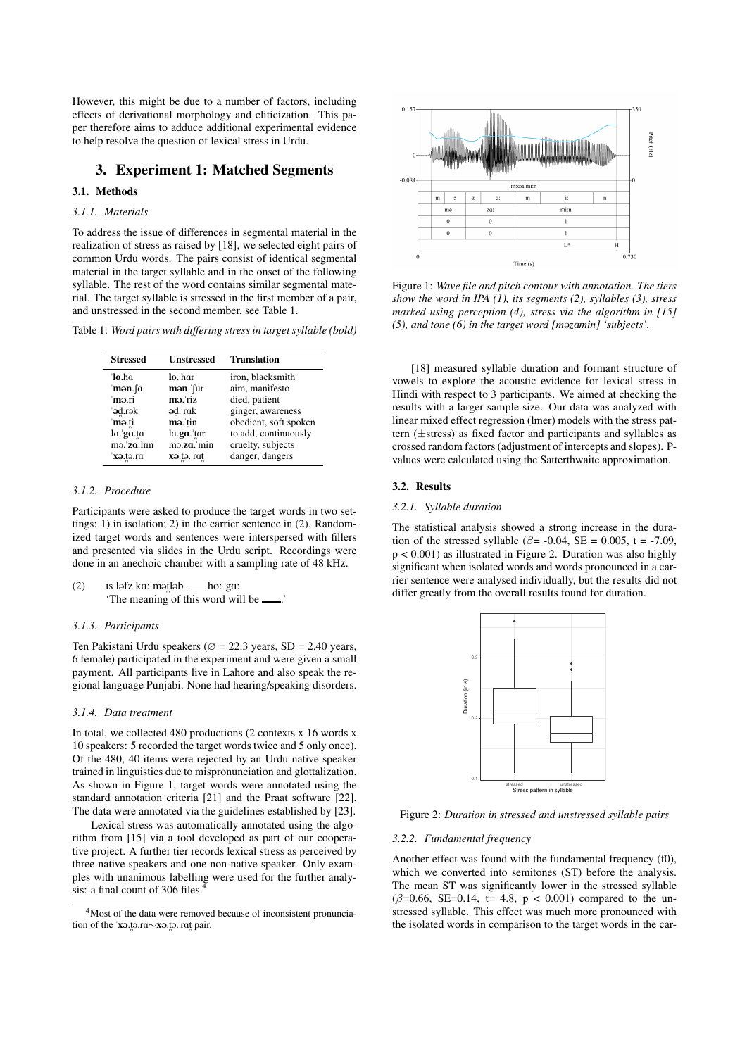However, this might be due to a number of factors, including effects of derivational morphology and cliticization. This paper therefore aims to adduce additional experimental evidence to help resolve the question of lexical stress in Urdu.

## 3. Experiment 1: Matched Segments

### 3.1. Methods

#### *3.1.1. Materials*

To address the issue of differences in segmental material in the realization of stress as raised by [18], we selected eight pairs of common Urdu words. The pairs consist of identical segmental material in the target syllable and in the onset of the following syllable. The rest of the word contains similar segmental material. The target syllable is stressed in the first member of a pair, and unstressed in the second member, see Table 1.

Table 1: *Word pairs with differing stress in target syllable (bold)*

| Stressed | Unstressed | Translation |
|---|---|---|
| ˈ**lo**.hɑ | **lo**.ˈhɑr | iron, blacksmith |
| ˈ**mən**.ʃɑ | **mən**.ˈʃur | aim, manifesto |
| ˈ**mə**.ri | **mə**.ˈriz | died, patient |
| ˈ**əd̪**.rək | **əd̪**.ˈrɑk | ginger, awareness |
| ˈ**mə**.t̪i | **mə**.ˈt̪in | obedient, soft spoken |
| lɑ.ˈ**gɑ**.t̪ɑ | lɑ.**gɑ**.ˈt̪ɑr | to add, continuously |
| mə.ˈ**zɑ**.lɪm | mə.**zɑ**.ˈmin | cruelty, subjects |
| ˈ**xə**.t̪ə.rɑ | **xə**.t̪ə.ˈrɑt̪ | danger, dangers |

#### *3.1.2. Procedure*

Participants were asked to produce the target words in two settings: 1) in isolation; 2) in the carrier sentence in (2). Randomized target words and sentences were interspersed with fillers and presented via slides in the Urdu script. Recordings were done in an anechoic chamber with a sampling rate of 48 kHz.

(2) ɪs ləfz kɑː mət̪ləb \_\_\_ hoː gɑː
'The meaning of this word will be \_\_\_.'

#### *3.1.3. Participants*

Ten Pakistani Urdu speakers (∅ = 22.3 years, SD = 2.40 years, 6 female) participated in the experiment and were given a small payment. All participants live in Lahore and also speak the regional language Punjabi. None had hearing/speaking disorders.

#### *3.1.4. Data treatment*

In total, we collected 480 productions (2 contexts x 16 words x 10 speakers: 5 recorded the target words twice and 5 only once). Of the 480, 40 items were rejected by an Urdu native speaker trained in linguistics due to mispronunciation and glottalization. As shown in Figure 1, target words were annotated using the standard annotation criteria [21] and the Praat software [22]. The data were annotated via the guidelines established by [23].

Lexical stress was automatically annotated using the algorithm from [15] via a tool developed as part of our cooperative project. A further tier records lexical stress as perceived by three native speakers and one non-native speaker. Only examples with unanimous labelling were used for the further analysis: a final count of 306 files.[4]

[4]Most of the data were removed because of inconsistent pronunciation of the ˈ**xə**.t̪ə.rɑ∼**xə**.t̪ə.ˈrɑt̪ pair.

Figure 1: *Wave file and pitch contour with annotation. The tiers show the word in IPA (1), its segments (2), syllables (3), stress marked using perception (4), stress via the algorithm in [15] (5), and tone (6) in the target word [məzɑmin] 'subjects'.*

[18] measured syllable duration and formant structure of vowels to explore the acoustic evidence for lexical stress in Hindi with respect to 3 participants. We aimed at checking the results with a larger sample size. Our data was analyzed with linear mixed effect regression (lmer) models with the stress pattern (±stress) as fixed factor and participants and syllables as crossed random factors (adjustment of intercepts and slopes). P-values were calculated using the Satterthwaite approximation.

### 3.2. Results

#### *3.2.1. Syllable duration*

The statistical analysis showed a strong increase in the duration of the stressed syllable ($\beta$= -0.04, SE = 0.005, t = -7.09, $p < 0.001$) as illustrated in Figure 2. Duration was also highly significant when isolated words and words pronounced in a carrier sentence were analysed individually, but the results did not differ greatly from the overall results found for duration.

Figure 2: *Duration in stressed and unstressed syllable pairs*

#### *3.2.2. Fundamental frequency*

Another effect was found with the fundamental frequency (f0), which we converted into semitones (ST) before the analysis. The mean ST was significantly lower in the stressed syllable ($\beta$=0.66, SE=0.14, t= 4.8, $p < 0.001$) compared to the unstressed syllable. This effect was much more pronounced with the isolated words in comparison to the target words in the car-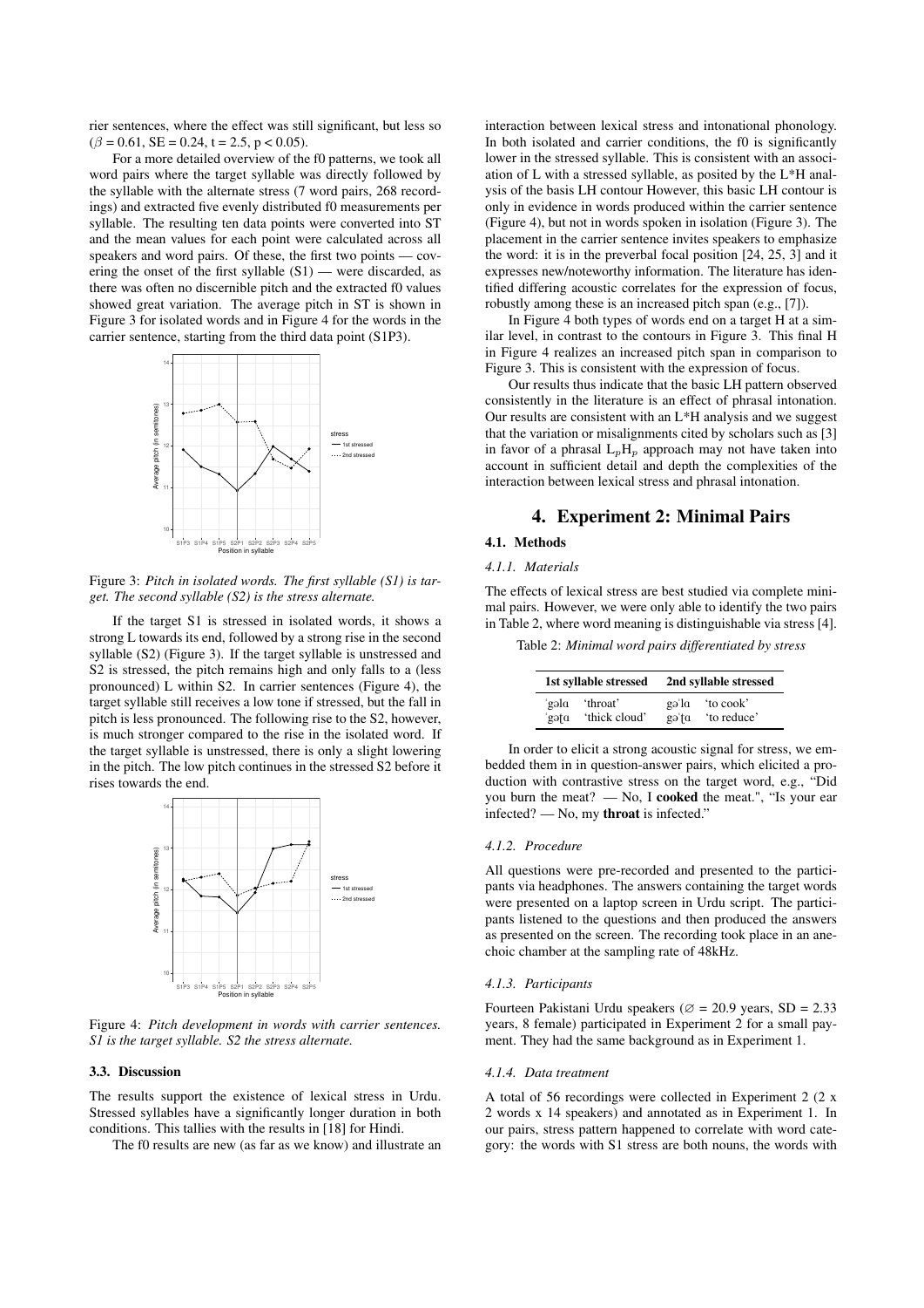rier sentences, where the effect was still significant, but less so ($\beta$ = 0.61, SE = 0.24, t = 2.5, $p < 0.05$).

For a more detailed overview of the f0 patterns, we took all word pairs where the target syllable was directly followed by the syllable with the alternate stress (7 word pairs, 268 recordings) and extracted five evenly distributed f0 measurements per syllable. The resulting ten data points were converted into ST and the mean values for each point were calculated across all speakers and word pairs. Of these, the first two points — covering the onset of the first syllable (S1) — were discarded, as there was often no discernible pitch and the extracted f0 values showed great variation. The average pitch in ST is shown in Figure 3 for isolated words and in Figure 4 for the words in the carrier sentence, starting from the third data point (S1P3).

Figure 3: *Pitch in isolated words. The first syllable (S1) is target. The second syllable (S2) is the stress alternate.*

If the target S1 is stressed in isolated words, it shows a strong L towards its end, followed by a strong rise in the second syllable (S2) (Figure 3). If the target syllable is unstressed and S2 is stressed, the pitch remains high and only falls to a (less pronounced) L within S2. In carrier sentences (Figure 4), the target syllable still receives a low tone if stressed, but the fall in pitch is less pronounced. The following rise to the S2, however, is much stronger compared to the rise in the isolated word. If the target syllable is unstressed, there is only a slight lowering in the pitch. The low pitch continues in the stressed S2 before it rises towards the end.

Figure 4: *Pitch development in words with carrier sentences. S1 is the target syllable. S2 the stress alternate.*

### 3.3. Discussion

The results support the existence of lexical stress in Urdu. Stressed syllables have a significantly longer duration in both conditions. This tallies with the results in [18] for Hindi.

The f0 results are new (as far as we know) and illustrate an interaction between lexical stress and intonational phonology. In both isolated and carrier conditions, the f0 is significantly lower in the stressed syllable. This is consistent with an association of L with a stressed syllable, as posited by the L*H analysis of the basis LH contour However, this basic LH contour is only in evidence in words produced within the carrier sentence (Figure 4), but not in words spoken in isolation (Figure 3). The placement in the carrier sentence invites speakers to emphasize the word: it is in the preverbal focal position [24, 25, 3] and it expresses new/noteworthy information. The literature has identified differing acoustic correlates for the expression of focus, robustly among these is an increased pitch span (e.g., [7]).

In Figure 4 both types of words end on a target H at a similar level, in contrast to the contours in Figure 3. This final H in Figure 4 realizes an increased pitch span in comparison to Figure 3. This is consistent with the expression of focus.

Our results thus indicate that the basic LH pattern observed consistently in the literature is an effect of phrasal intonation. Our results are consistent with an L*H analysis and we suggest that the variation or misalignments cited by scholars such as [3] in favor of a phrasal $L_pH_p$ approach may not have taken into account in sufficient detail and depth the complexities of the interaction between lexical stress and phrasal intonation.

## 4. Experiment 2: Minimal Pairs

### 4.1. Methods

#### 4.1.1. Materials

The effects of lexical stress are best studied via complete minimal pairs. However, we were only able to identify the two pairs in Table 2, where word meaning is distinguishable via stress [4].

Table 2: *Minimal word pairs differentiated by stress*

| 1st syllable stressed | | 2nd syllable stressed | |
|---|---|---|---|
| ˈɡəlɑ | 'throat' | ɡəˈlɑ | 'to cook' |
| ˈɡəʈɑ | 'thick cloud' | ɡəˈʈɑ | 'to reduce' |

In order to elicit a strong acoustic signal for stress, we embedded them in in question-answer pairs, which elicited a production with contrastive stress on the target word, e.g., "Did you burn the meat? — No, I **cooked** the meat.", "Is your ear infected? — No, my **throat** is infected."

#### 4.1.2. Procedure

All questions were pre-recorded and presented to the participants via headphones. The answers containing the target words were presented on a laptop screen in Urdu script. The participants listened to the questions and then produced the answers as presented on the screen. The recording took place in an anechoic chamber at the sampling rate of 48kHz.

#### 4.1.3. Participants

Fourteen Pakistani Urdu speakers (∅ = 20.9 years, SD = 2.33 years, 8 female) participated in Experiment 2 for a small payment. They had the same background as in Experiment 1.

#### 4.1.4. Data treatment

A total of 56 recordings were collected in Experiment 2 (2 x 2 words x 14 speakers) and annotated as in Experiment 1. In our pairs, stress pattern happened to correlate with word category: the words with S1 stress are both nouns, the words with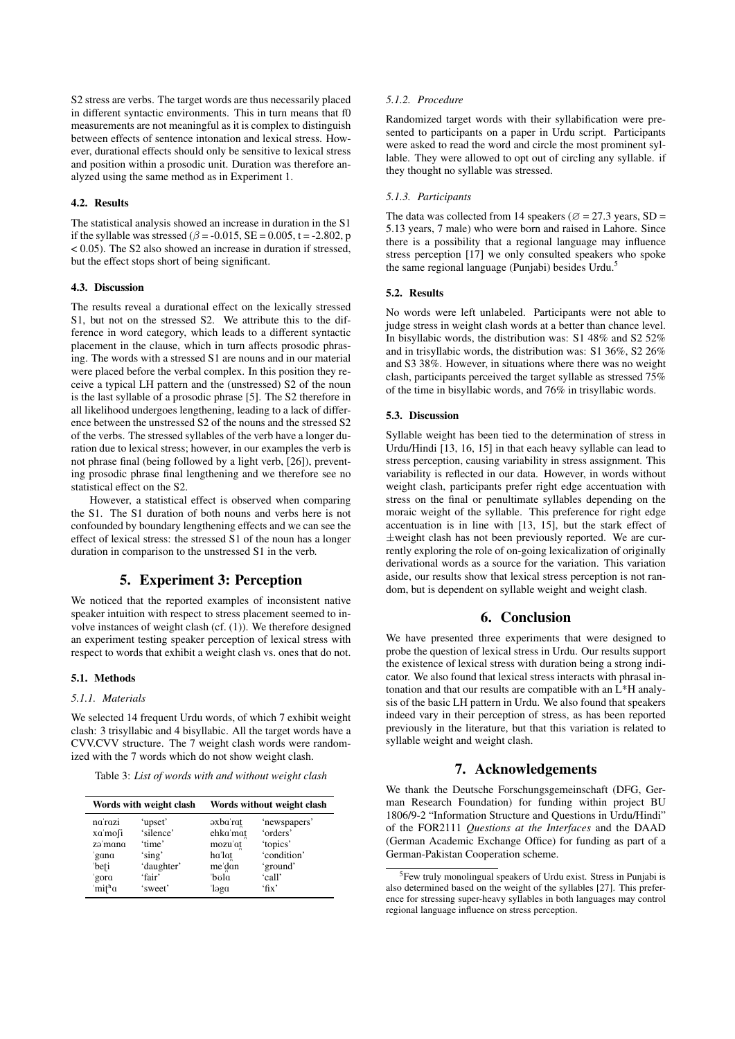S2 stress are verbs. The target words are thus necessarily placed in different syntactic environments. This in turn means that f0 measurements are not meaningful as it is complex to distinguish between effects of sentence intonation and lexical stress. However, durational effects should only be sensitive to lexical stress and position within a prosodic unit. Duration was therefore analyzed using the same method as in Experiment 1.

### 4.2. Results

The statistical analysis showed an increase in duration in the S1 if the syllable was stressed ($\beta$ = -0.015, SE = 0.005, t = -2.802, p < 0.05). The S2 also showed an increase in duration if stressed, but the effect stops short of being significant.

### 4.3. Discussion

The results reveal a durational effect on the lexically stressed S1, but not on the stressed S2. We attribute this to the difference in word category, which leads to a different syntactic placement in the clause, which in turn affects prosodic phrasing. The words with a stressed S1 are nouns and in our material were placed before the verbal complex. In this position they receive a typical LH pattern and the (unstressed) S2 of the noun is the last syllable of a prosodic phrase [5]. The S2 therefore in all likelihood undergoes lengthening, leading to a lack of difference between the unstressed S2 of the nouns and the stressed S2 of the verbs. The stressed syllables of the verb have a longer duration due to lexical stress; however, in our examples the verb is not phrase final (being followed by a light verb, [26]), preventing prosodic phrase final lengthening and we therefore see no statistical effect on the S2.

However, a statistical effect is observed when comparing the S1. The S1 duration of both nouns and verbs here is not confounded by boundary lengthening effects and we can see the effect of lexical stress: the stressed S1 of the noun has a longer duration in comparison to the unstressed S1 in the verb.

## 5. Experiment 3: Perception

We noticed that the reported examples of inconsistent native speaker intuition with respect to stress placement seemed to involve instances of weight clash (cf. (1)). We therefore designed an experiment testing speaker perception of lexical stress with respect to words that exhibit a weight clash vs. ones that do not.

### 5.1. Methods

#### 5.1.1. Materials

We selected 14 frequent Urdu words, of which 7 exhibit weight clash: 3 trisyllabic and 4 bisyllabic. All the target words have a CVV.CVV structure. The 7 weight clash words were randomized with the 7 words which do not show weight clash.

Table 3: *List of words with and without weight clash*

| Words with weight clash | | Words without weight clash | |
|---|---|---|---|
| nɑˈrɑzi | 'upset' | əxbɑˈrɑt̪ | 'newspapers' |
| xɑˈmoʃi | 'silence' | ehkɑˈmɑt̪ | 'orders' |
| zəˈmɑnɑ | 'time' | mozuˈɑt̪ | 'topics' |
| ˈgɑnɑ | 'sing' | hɑˈlɑt̪ | 'condition' |
| ˈbeʈi | 'daughter' | meˈd̪ɑn | 'ground' |
| ˈgorɑ | 'fair' | ˈbolɑ | 'call' |
| ˈmiʈʰɑ | 'sweet' | ˈləgɑ | 'fix' |

#### 5.1.2. Procedure

Randomized target words with their syllabification were presented to participants on a paper in Urdu script. Participants were asked to read the word and circle the most prominent syllable. They were allowed to opt out of circling any syllable. if they thought no syllable was stressed.

#### 5.1.3. Participants

The data was collected from 14 speakers (∅ = 27.3 years, SD = 5.13 years, 7 male) who were born and raised in Lahore. Since there is a possibility that a regional language may influence stress perception [17] we only consulted speakers who spoke the same regional language (Punjabi) besides Urdu.[5]

### 5.2. Results

No words were left unlabeled. Participants were not able to judge stress in weight clash words at a better than chance level. In bisyllabic words, the distribution was: S1 48% and S2 52% and in trisyllabic words, the distribution was: S1 36%, S2 26% and S3 38%. However, in situations where there was no weight clash, participants perceived the target syllable as stressed 75% of the time in bisyllabic words, and 76% in trisyllabic words.

### 5.3. Discussion

Syllable weight has been tied to the determination of stress in Urdu/Hindi [13, 16, 15] in that each heavy syllable can lead to stress perception, causing variability in stress assignment. This variability is reflected in our data. However, in words without weight clash, participants prefer right edge accentuation with stress on the final or penultimate syllables depending on the moraic weight of the syllable. This preference for right edge accentuation is in line with [13, 15], but the stark effect of ±weight clash has not been previously reported. We are currently exploring the role of on-going lexicalization of originally derivational words as a source for the variation. This variation aside, our results show that lexical stress perception is not random, but is dependent on syllable weight and weight clash.

## 6. Conclusion

We have presented three experiments that were designed to probe the question of lexical stress in Urdu. Our results support the existence of lexical stress with duration being a strong indicator. We also found that lexical stress interacts with phrasal intonation and that our results are compatible with an L*H analysis of the basic LH pattern in Urdu. We also found that speakers indeed vary in their perception of stress, as has been reported previously in the literature, but that this variation is related to syllable weight and weight clash.

## 7. Acknowledgements

We thank the Deutsche Forschungsgemeinschaft (DFG, German Research Foundation) for funding within project BU 1806/9-2 "Information Structure and Questions in Urdu/Hindi" of the FOR2111 *Questions at the Interfaces* and the DAAD (German Academic Exchange Office) for funding as part of a German-Pakistan Cooperation scheme.

[5] Few truly monolingual speakers of Urdu exist. Stress in Punjabi is also determined based on the weight of the syllables [27]. This preference for stressing super-heavy syllables in both languages may control regional language influence on stress perception.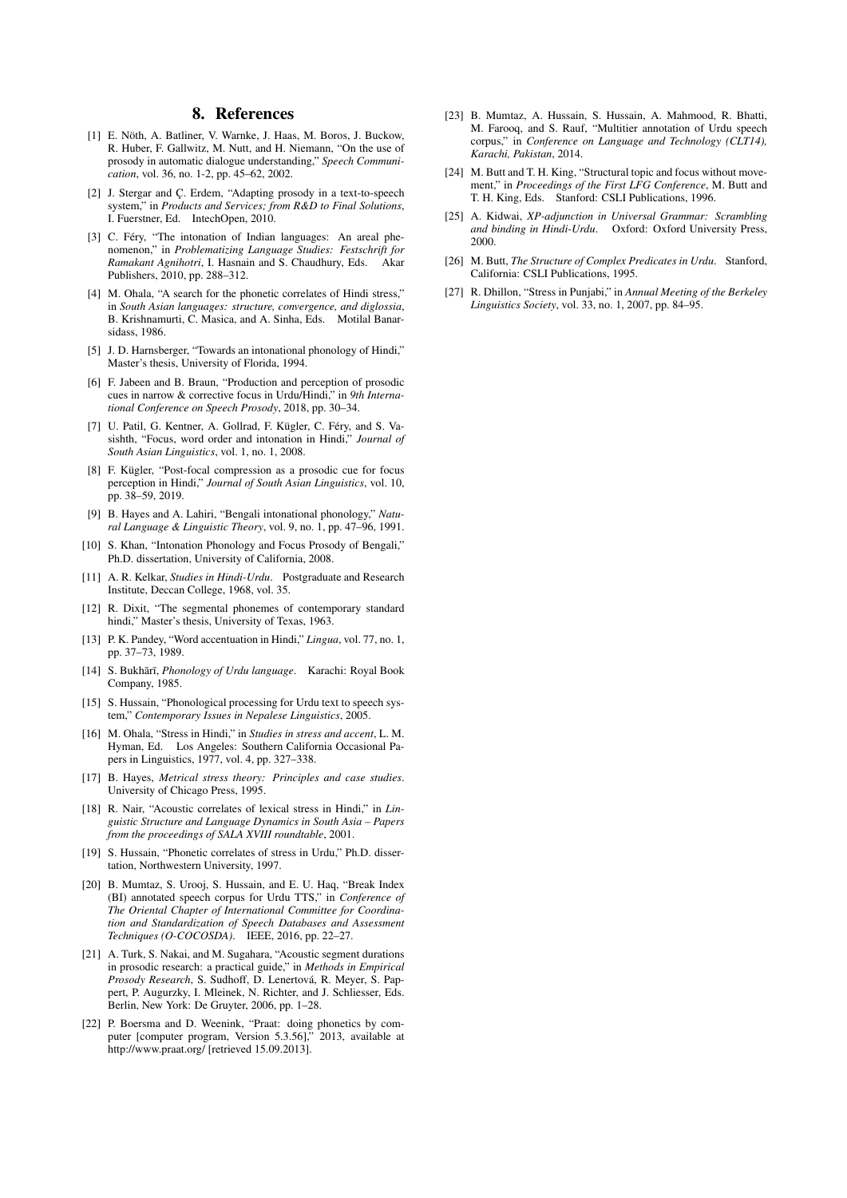## 8. References

[1] E. Nöth, A. Batliner, V. Warnke, J. Haas, M. Boros, J. Buckow, R. Huber, F. Gallwitz, M. Nutt, and H. Niemann, "On the use of prosody in automatic dialogue understanding," *Speech Communication*, vol. 36, no. 1-2, pp. 45–62, 2002.

[2] J. Stergar and Ç. Erdem, "Adapting prosody in a text-to-speech system," in *Products and Services; from R&D to Final Solutions*, I. Fuerstner, Ed. IntechOpen, 2010.

[3] C. Féry, "The intonation of Indian languages: An areal phenomenon," in *Problematizing Language Studies: Festschrift for Ramakant Agnihotri*, I. Hasnain and S. Chaudhury, Eds. Akar Publishers, 2010, pp. 288–312.

[4] M. Ohala, "A search for the phonetic correlates of Hindi stress," in *South Asian languages: structure, convergence, and diglossia*, B. Krishnamurti, C. Masica, and A. Sinha, Eds. Motilal Banarsidass, 1986.

[5] J. D. Harnsberger, "Towards an intonational phonology of Hindi," Master's thesis, University of Florida, 1994.

[6] F. Jabeen and B. Braun, "Production and perception of prosodic cues in narrow & corrective focus in Urdu/Hindi," in *9th International Conference on Speech Prosody*, 2018, pp. 30–34.

[7] U. Patil, G. Kentner, A. Gollrad, F. Kügler, C. Féry, and S. Vasishth, "Focus, word order and intonation in Hindi," *Journal of South Asian Linguistics*, vol. 1, no. 1, 2008.

[8] F. Kügler, "Post-focal compression as a prosodic cue for focus perception in Hindi," *Journal of South Asian Linguistics*, vol. 10, pp. 38–59, 2019.

[9] B. Hayes and A. Lahiri, "Bengali intonational phonology," *Natural Language & Linguistic Theory*, vol. 9, no. 1, pp. 47–96, 1991.

[10] S. Khan, "Intonation Phonology and Focus Prosody of Bengali," Ph.D. dissertation, University of California, 2008.

[11] A. R. Kelkar, *Studies in Hindi-Urdu*. Postgraduate and Research Institute, Deccan College, 1968, vol. 35.

[12] R. Dixit, "The segmental phonemes of contemporary standard hindi," Master's thesis, University of Texas, 1963.

[13] P. K. Pandey, "Word accentuation in Hindi," *Lingua*, vol. 77, no. 1, pp. 37–73, 1989.

[14] S. Bukhārī, *Phonology of Urdu language*. Karachi: Royal Book Company, 1985.

[15] S. Hussain, "Phonological processing for Urdu text to speech system," *Contemporary Issues in Nepalese Linguistics*, 2005.

[16] M. Ohala, "Stress in Hindi," in *Studies in stress and accent*, L. M. Hyman, Ed. Los Angeles: Southern California Occasional Papers in Linguistics, 1977, vol. 4, pp. 327–338.

[17] B. Hayes, *Metrical stress theory: Principles and case studies*. University of Chicago Press, 1995.

[18] R. Nair, "Acoustic correlates of lexical stress in Hindi," in *Linguistic Structure and Language Dynamics in South Asia – Papers from the proceedings of SALA XVIII roundtable*, 2001.

[19] S. Hussain, "Phonetic correlates of stress in Urdu," Ph.D. dissertation, Northwestern University, 1997.

[20] B. Mumtaz, S. Urooj, S. Hussain, and E. U. Haq, "Break Index (BI) annotated speech corpus for Urdu TTS," in *Conference of The Oriental Chapter of International Committee for Coordination and Standardization of Speech Databases and Assessment Techniques (O-COCOSDA)*. IEEE, 2016, pp. 22–27.

[21] A. Turk, S. Nakai, and M. Sugahara, "Acoustic segment durations in prosodic research: a practical guide," in *Methods in Empirical Prosody Research*, S. Sudhoff, D. Lenertová, R. Meyer, S. Pappert, P. Augurzky, I. Mleinek, N. Richter, and J. Schliesser, Eds. Berlin, New York: De Gruyter, 2006, pp. 1–28.

[22] P. Boersma and D. Weenink, "Praat: doing phonetics by computer [computer program, Version 5.3.56]," 2013, available at http://www.praat.org/ [retrieved 15.09.2013].

[23] B. Mumtaz, A. Hussain, S. Hussain, A. Mahmood, R. Bhatti, M. Farooq, and S. Rauf, "Multitier annotation of Urdu speech corpus," in *Conference on Language and Technology (CLT14), Karachi, Pakistan*, 2014.

[24] M. Butt and T. H. King, "Structural topic and focus without movement," in *Proceedings of the First LFG Conference*, M. Butt and T. H. King, Eds. Stanford: CSLI Publications, 1996.

[25] A. Kidwai, *XP-adjunction in Universal Grammar: Scrambling and binding in Hindi-Urdu*. Oxford: Oxford University Press, 2000.

[26] M. Butt, *The Structure of Complex Predicates in Urdu*. Stanford, California: CSLI Publications, 1995.

[27] R. Dhillon, "Stress in Punjabi," in *Annual Meeting of the Berkeley Linguistics Society*, vol. 33, no. 1, 2007, pp. 84–95.